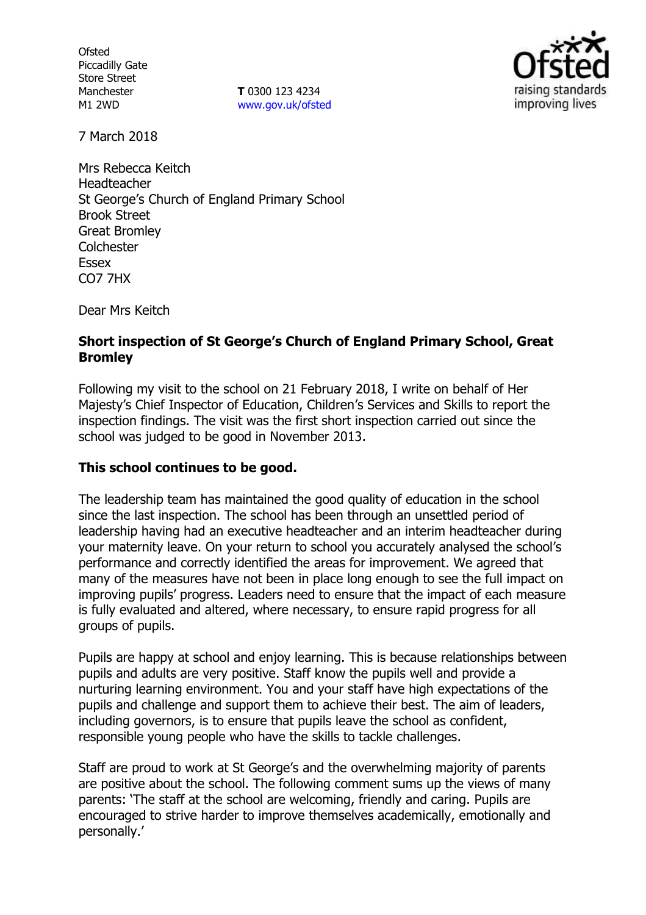Ofsted
Piccadilly Gate
Store Street
Manchester
M1 2WD

**T** 0300 123 4234
www.gov.uk/ofsted

7 March 2018

Mrs Rebecca Keitch
Headteacher
St George's Church of England Primary School
Brook Street
Great Bromley
Colchester
Essex
CO7 7HX

Dear Mrs Keitch

**Short inspection of St George's Church of England Primary School, Great Bromley**

Following my visit to the school on 21 February 2018, I write on behalf of Her Majesty's Chief Inspector of Education, Children's Services and Skills to report the inspection findings. The visit was the first short inspection carried out since the school was judged to be good in November 2013.

**This school continues to be good.**

The leadership team has maintained the good quality of education in the school since the last inspection. The school has been through an unsettled period of leadership having had an executive headteacher and an interim headteacher during your maternity leave. On your return to school you accurately analysed the school's performance and correctly identified the areas for improvement. We agreed that many of the measures have not been in place long enough to see the full impact on improving pupils' progress. Leaders need to ensure that the impact of each measure is fully evaluated and altered, where necessary, to ensure rapid progress for all groups of pupils.

Pupils are happy at school and enjoy learning. This is because relationships between pupils and adults are very positive. Staff know the pupils well and provide a nurturing learning environment. You and your staff have high expectations of the pupils and challenge and support them to achieve their best. The aim of leaders, including governors, is to ensure that pupils leave the school as confident, responsible young people who have the skills to tackle challenges.

Staff are proud to work at St George's and the overwhelming majority of parents are positive about the school. The following comment sums up the views of many parents: 'The staff at the school are welcoming, friendly and caring. Pupils are encouraged to strive harder to improve themselves academically, emotionally and personally.'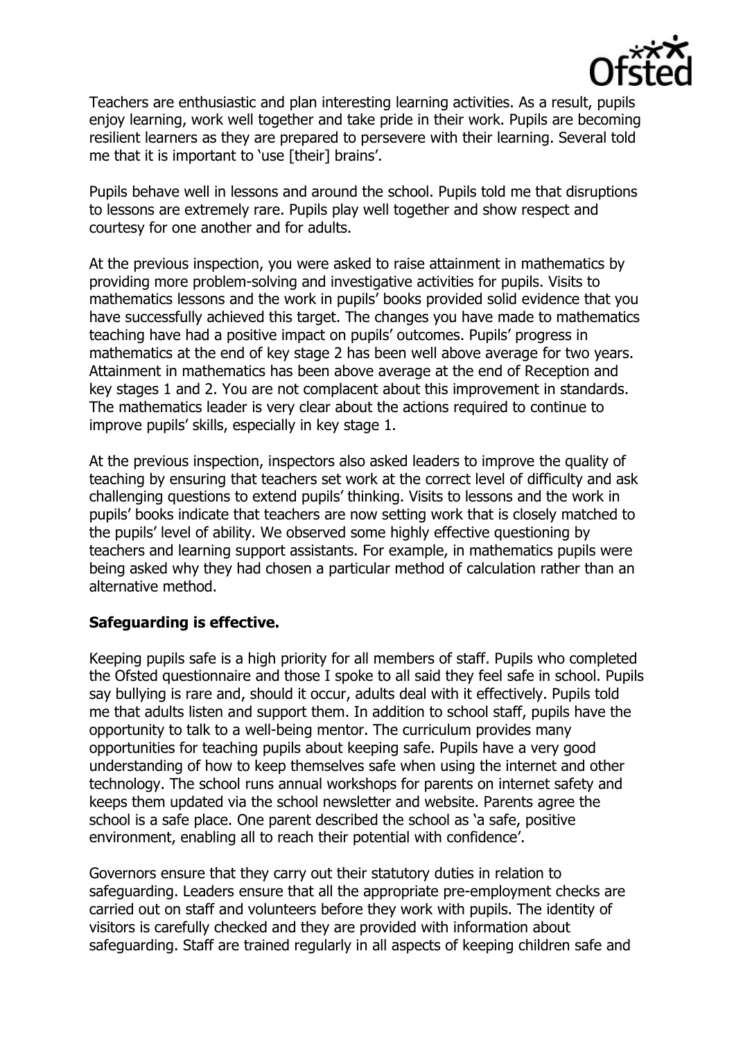Teachers are enthusiastic and plan interesting learning activities. As a result, pupils enjoy learning, work well together and take pride in their work. Pupils are becoming resilient learners as they are prepared to persevere with their learning. Several told me that it is important to 'use [their] brains'.

Pupils behave well in lessons and around the school. Pupils told me that disruptions to lessons are extremely rare. Pupils play well together and show respect and courtesy for one another and for adults.

At the previous inspection, you were asked to raise attainment in mathematics by providing more problem-solving and investigative activities for pupils. Visits to mathematics lessons and the work in pupils' books provided solid evidence that you have successfully achieved this target. The changes you have made to mathematics teaching have had a positive impact on pupils' outcomes. Pupils' progress in mathematics at the end of key stage 2 has been well above average for two years. Attainment in mathematics has been above average at the end of Reception and key stages 1 and 2. You are not complacent about this improvement in standards. The mathematics leader is very clear about the actions required to continue to improve pupils' skills, especially in key stage 1.

At the previous inspection, inspectors also asked leaders to improve the quality of teaching by ensuring that teachers set work at the correct level of difficulty and ask challenging questions to extend pupils' thinking. Visits to lessons and the work in pupils' books indicate that teachers are now setting work that is closely matched to the pupils' level of ability. We observed some highly effective questioning by teachers and learning support assistants. For example, in mathematics pupils were being asked why they had chosen a particular method of calculation rather than an alternative method.

**Safeguarding is effective.**

Keeping pupils safe is a high priority for all members of staff. Pupils who completed the Ofsted questionnaire and those I spoke to all said they feel safe in school. Pupils say bullying is rare and, should it occur, adults deal with it effectively. Pupils told me that adults listen and support them. In addition to school staff, pupils have the opportunity to talk to a well-being mentor. The curriculum provides many opportunities for teaching pupils about keeping safe. Pupils have a very good understanding of how to keep themselves safe when using the internet and other technology. The school runs annual workshops for parents on internet safety and keeps them updated via the school newsletter and website. Parents agree the school is a safe place. One parent described the school as 'a safe, positive environment, enabling all to reach their potential with confidence'.

Governors ensure that they carry out their statutory duties in relation to safeguarding. Leaders ensure that all the appropriate pre-employment checks are carried out on staff and volunteers before they work with pupils. The identity of visitors is carefully checked and they are provided with information about safeguarding. Staff are trained regularly in all aspects of keeping children safe and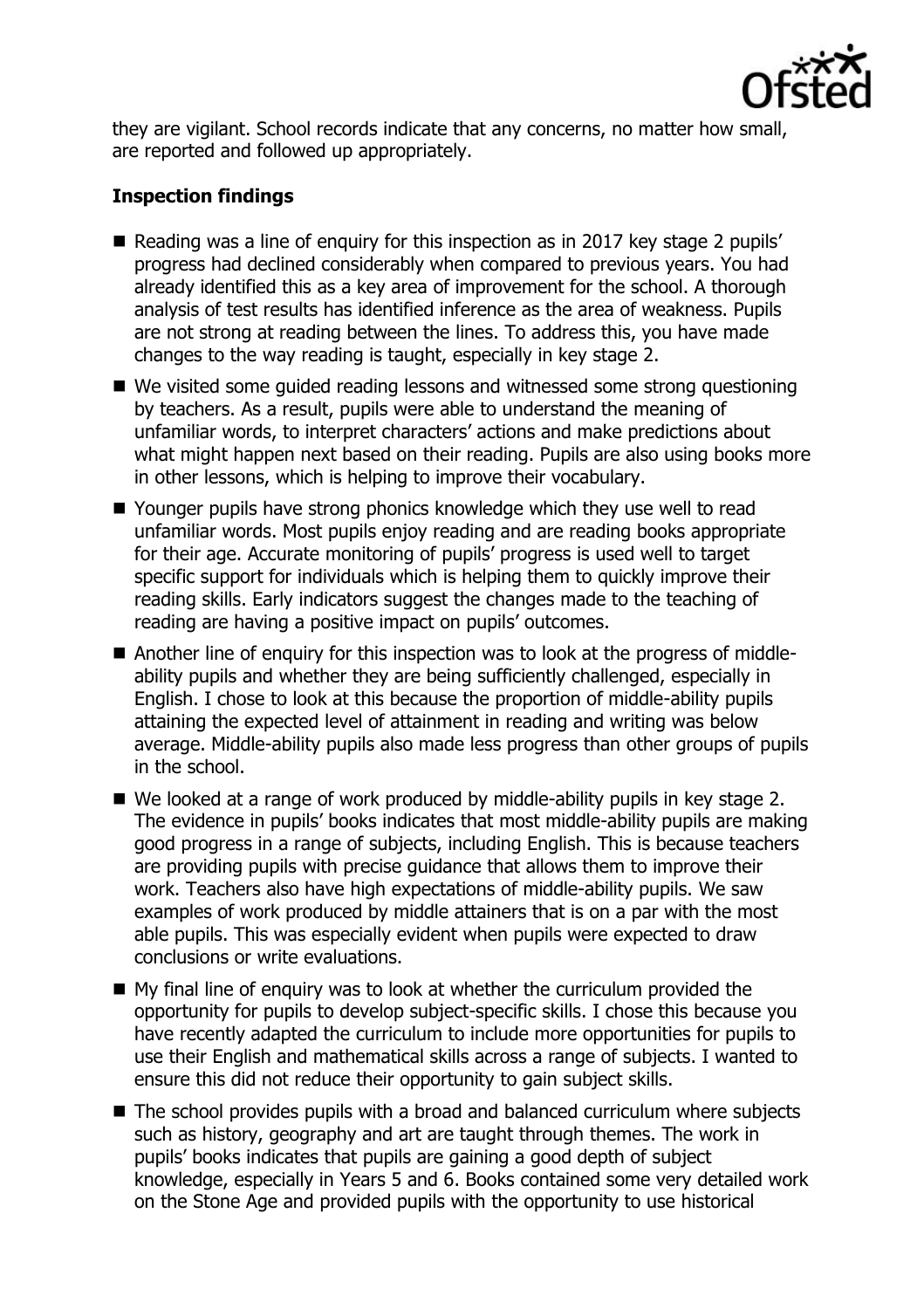they are vigilant. School records indicate that any concerns, no matter how small, are reported and followed up appropriately.

**Inspection findings**

- Reading was a line of enquiry for this inspection as in 2017 key stage 2 pupils' progress had declined considerably when compared to previous years. You had already identified this as a key area of improvement for the school. A thorough analysis of test results has identified inference as the area of weakness. Pupils are not strong at reading between the lines. To address this, you have made changes to the way reading is taught, especially in key stage 2.
- We visited some guided reading lessons and witnessed some strong questioning by teachers. As a result, pupils were able to understand the meaning of unfamiliar words, to interpret characters' actions and make predictions about what might happen next based on their reading. Pupils are also using books more in other lessons, which is helping to improve their vocabulary.
- Younger pupils have strong phonics knowledge which they use well to read unfamiliar words. Most pupils enjoy reading and are reading books appropriate for their age. Accurate monitoring of pupils' progress is used well to target specific support for individuals which is helping them to quickly improve their reading skills. Early indicators suggest the changes made to the teaching of reading are having a positive impact on pupils' outcomes.
- Another line of enquiry for this inspection was to look at the progress of middle-ability pupils and whether they are being sufficiently challenged, especially in English. I chose to look at this because the proportion of middle-ability pupils attaining the expected level of attainment in reading and writing was below average. Middle-ability pupils also made less progress than other groups of pupils in the school.
- We looked at a range of work produced by middle-ability pupils in key stage 2. The evidence in pupils' books indicates that most middle-ability pupils are making good progress in a range of subjects, including English. This is because teachers are providing pupils with precise guidance that allows them to improve their work. Teachers also have high expectations of middle-ability pupils. We saw examples of work produced by middle attainers that is on a par with the most able pupils. This was especially evident when pupils were expected to draw conclusions or write evaluations.
- My final line of enquiry was to look at whether the curriculum provided the opportunity for pupils to develop subject-specific skills. I chose this because you have recently adapted the curriculum to include more opportunities for pupils to use their English and mathematical skills across a range of subjects. I wanted to ensure this did not reduce their opportunity to gain subject skills.
- The school provides pupils with a broad and balanced curriculum where subjects such as history, geography and art are taught through themes. The work in pupils' books indicates that pupils are gaining a good depth of subject knowledge, especially in Years 5 and 6. Books contained some very detailed work on the Stone Age and provided pupils with the opportunity to use historical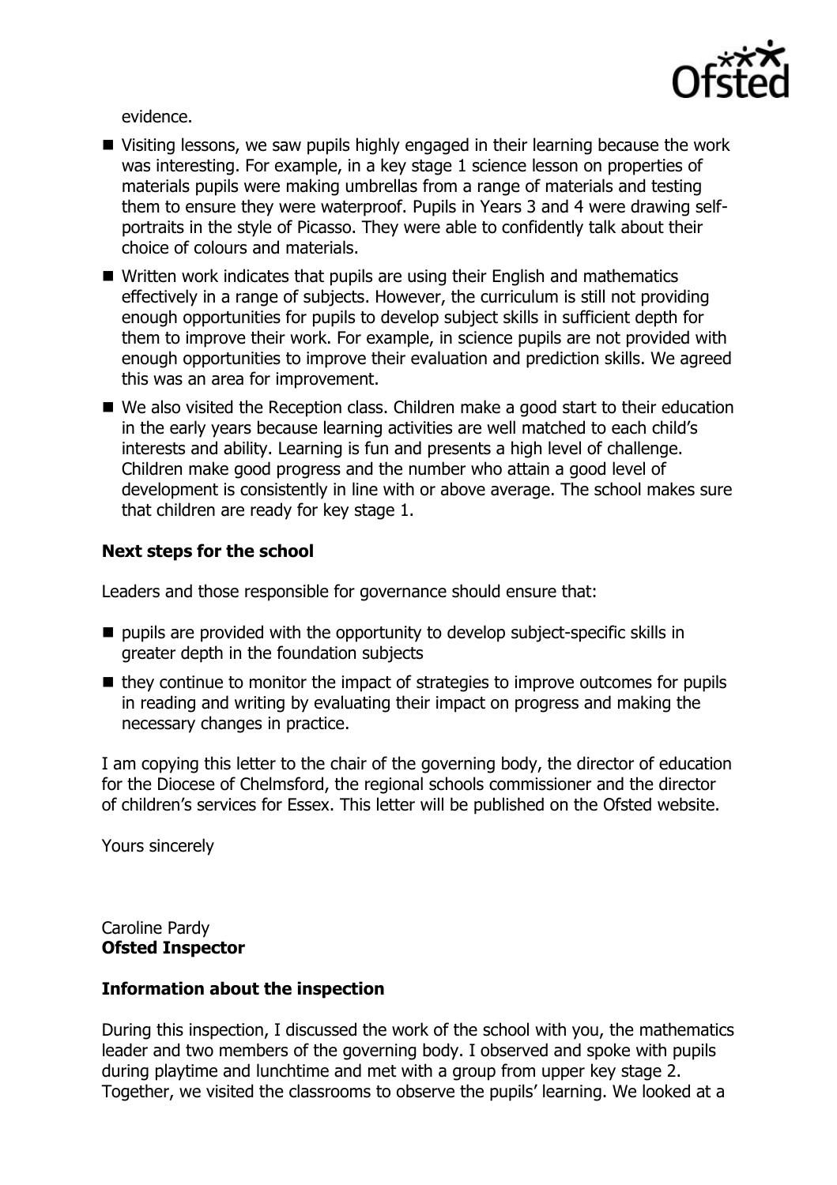evidence.

- Visiting lessons, we saw pupils highly engaged in their learning because the work was interesting. For example, in a key stage 1 science lesson on properties of materials pupils were making umbrellas from a range of materials and testing them to ensure they were waterproof. Pupils in Years 3 and 4 were drawing self-portraits in the style of Picasso. They were able to confidently talk about their choice of colours and materials.
- Written work indicates that pupils are using their English and mathematics effectively in a range of subjects. However, the curriculum is still not providing enough opportunities for pupils to develop subject skills in sufficient depth for them to improve their work. For example, in science pupils are not provided with enough opportunities to improve their evaluation and prediction skills. We agreed this was an area for improvement.
- We also visited the Reception class. Children make a good start to their education in the early years because learning activities are well matched to each child's interests and ability. Learning is fun and presents a high level of challenge. Children make good progress and the number who attain a good level of development is consistently in line with or above average. The school makes sure that children are ready for key stage 1.

**Next steps for the school**

Leaders and those responsible for governance should ensure that:

- pupils are provided with the opportunity to develop subject-specific skills in greater depth in the foundation subjects
- they continue to monitor the impact of strategies to improve outcomes for pupils in reading and writing by evaluating their impact on progress and making the necessary changes in practice.

I am copying this letter to the chair of the governing body, the director of education for the Diocese of Chelmsford, the regional schools commissioner and the director of children's services for Essex. This letter will be published on the Ofsted website.

Yours sincerely

Caroline Pardy
**Ofsted Inspector**

**Information about the inspection**

During this inspection, I discussed the work of the school with you, the mathematics leader and two members of the governing body. I observed and spoke with pupils during playtime and lunchtime and met with a group from upper key stage 2. Together, we visited the classrooms to observe the pupils' learning. We looked at a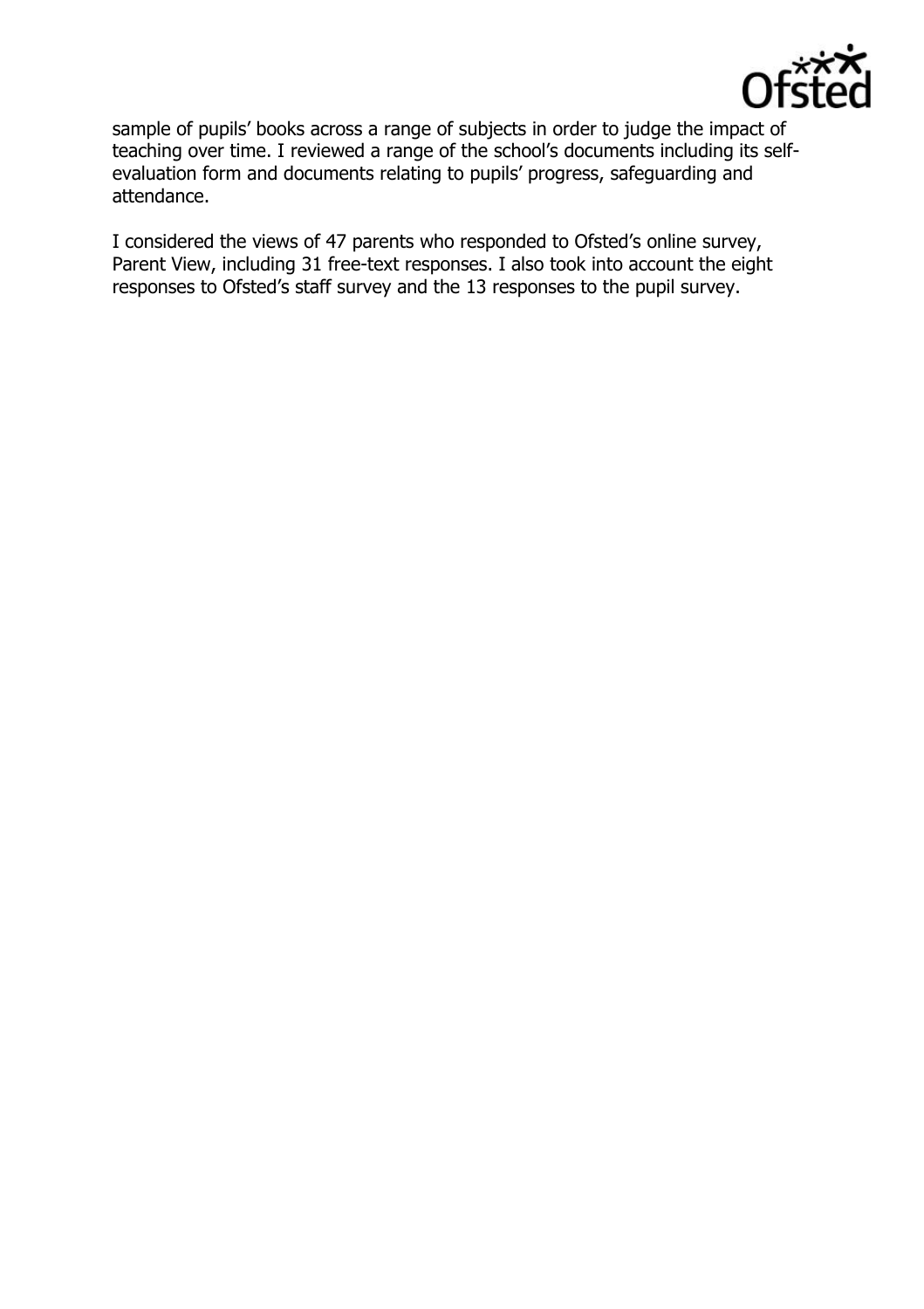sample of pupils' books across a range of subjects in order to judge the impact of teaching over time. I reviewed a range of the school's documents including its self-evaluation form and documents relating to pupils' progress, safeguarding and attendance.

I considered the views of 47 parents who responded to Ofsted's online survey, Parent View, including 31 free-text responses. I also took into account the eight responses to Ofsted's staff survey and the 13 responses to the pupil survey.